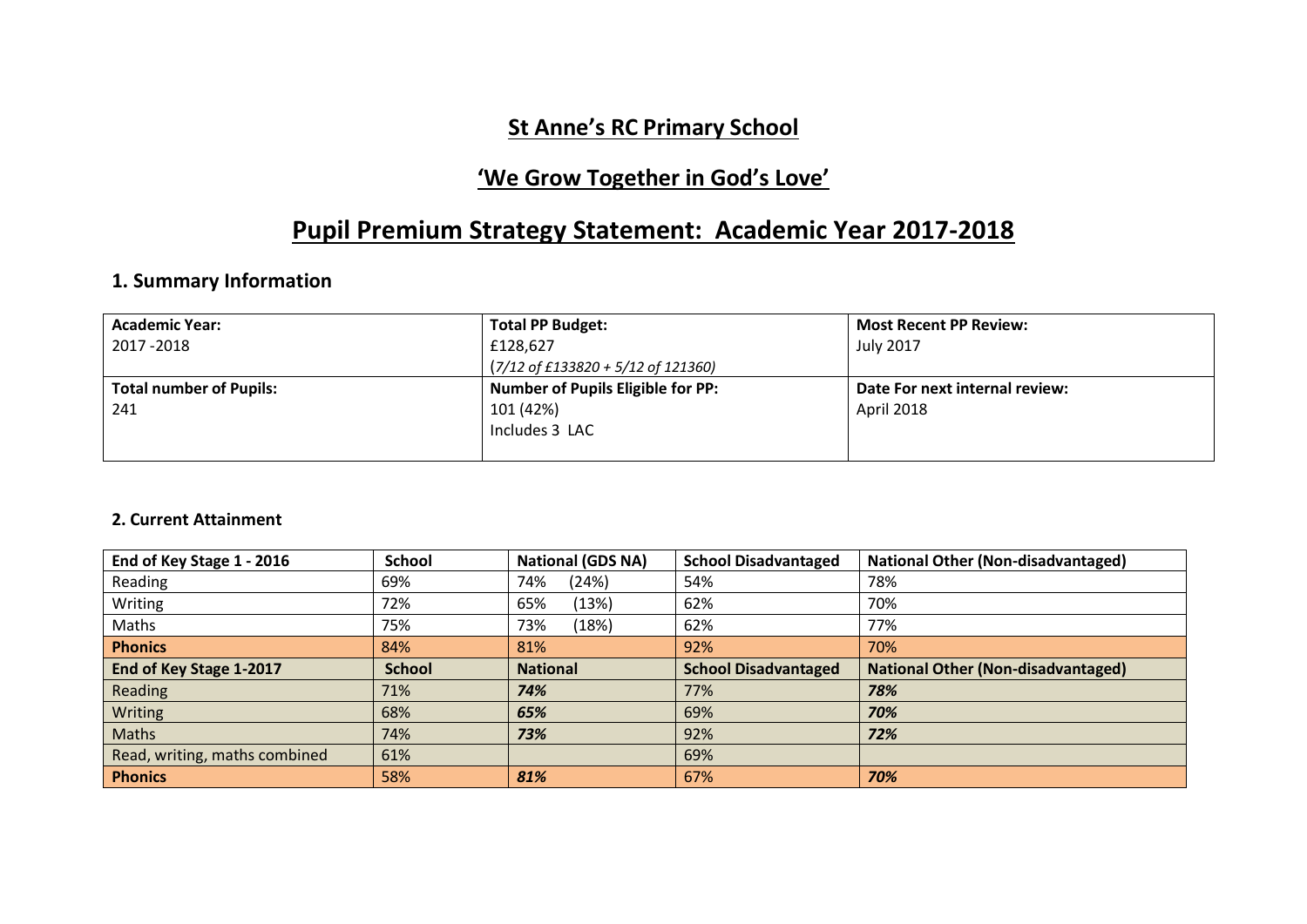# St Anne's RC Primary School

## 'We Grow Together in God's Love'

# Pupil Premium Strategy Statement: Academic Year 2017-2018

## 1. Summary Information

| Academic Year: 2017 -2018 | Total PP Budget: £128,627 (*7/12 of £133820 + 5/12 of 121360)* | Most Recent PP Review: July 2017 |
|---|---|---|
| **Total number of Pupils:** 241 | **Number of Pupils Eligible for PP:** 101 (42%) Includes 3 LAC | **Date For next internal review:** April 2018 |

### 2. Current Attainment

| End of Key Stage 1 - 2016 | School | National (GDS NA) | School Disadvantaged | National Other (Non-disadvantaged) |
|---|---|---|---|---|
| Reading | 69% | 74% (24%) | 54% | 78% |
| Writing | 72% | 65% (13%) | 62% | 70% |
| Maths | 75% | 73% (18%) | 62% | 77% |
| **Phonics** | 84% | 81% | 92% | 70% |
| **End of Key Stage 1-2017** | **School** | **National** | **School Disadvantaged** | **National Other (Non-disadvantaged)** |
| Reading | 71% | ***74%*** | 77% | ***78%*** |
| Writing | 68% | ***65%*** | 69% | ***70%*** |
| Maths | 74% | ***73%*** | 92% | ***72%*** |
| Read, writing, maths combined | 61% | | 69% | |
| **Phonics** | 58% | ***81%*** | 67% | ***70%*** |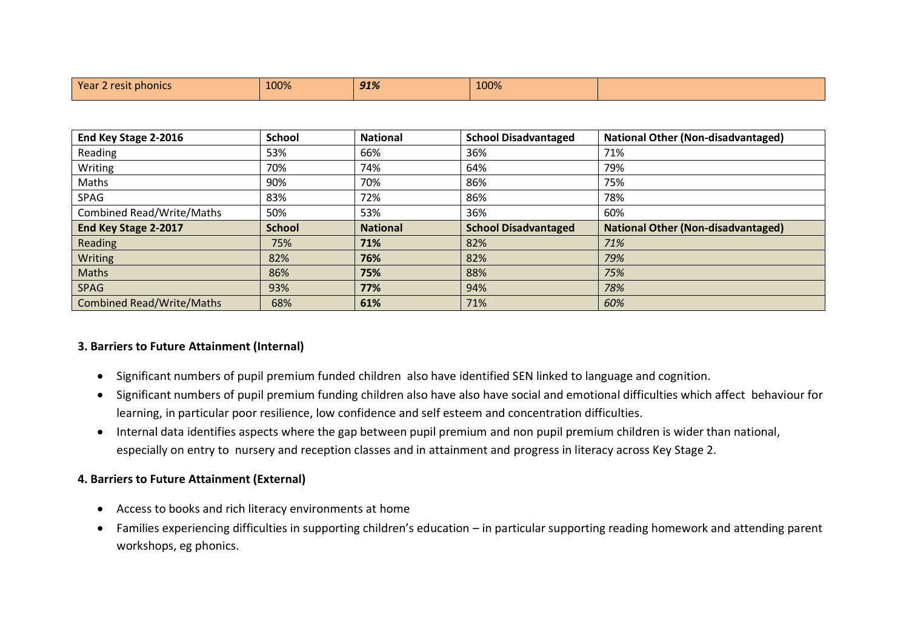| Year 2 resit phonics | 100% | ***91%*** | 100% | |
|---|---|---|---|---|

| End Key Stage 2-2016 | School | National | School Disadvantaged | National Other (Non-disadvantaged) |
|---|---|---|---|---|
| Reading | 53% | 66% | 36% | 71% |
| Writing | 70% | 74% | 64% | 79% |
| Maths | 90% | 70% | 86% | 75% |
| SPAG | 83% | 72% | 86% | 78% |
| Combined Read/Write/Maths | 50% | 53% | 36% | 60% |
| **End Key Stage 2-2017** | **School** | **National** | **School Disadvantaged** | **National Other (Non-disadvantaged)** |
| Reading | 75% | **71%** | 82% | *71%* |
| Writing | 82% | **76%** | 82% | *79%* |
| Maths | 86% | **75%** | 88% | *75%* |
| SPAG | 93% | **77%** | 94% | *78%* |
| Combined Read/Write/Maths | 68% | **61%** | 71% | *60%* |

### 3. Barriers to Future Attainment (Internal)

- Significant numbers of pupil premium funded children also have identified SEN linked to language and cognition.
- Significant numbers of pupil premium funding children also have also have social and emotional difficulties which affect behaviour for learning, in particular poor resilience, low confidence and self esteem and concentration difficulties.
- Internal data identifies aspects where the gap between pupil premium and non pupil premium children is wider than national, especially on entry to nursery and reception classes and in attainment and progress in literacy across Key Stage 2.

### 4. Barriers to Future Attainment (External)

- Access to books and rich literacy environments at home
- Families experiencing difficulties in supporting children's education – in particular supporting reading homework and attending parent workshops, eg phonics.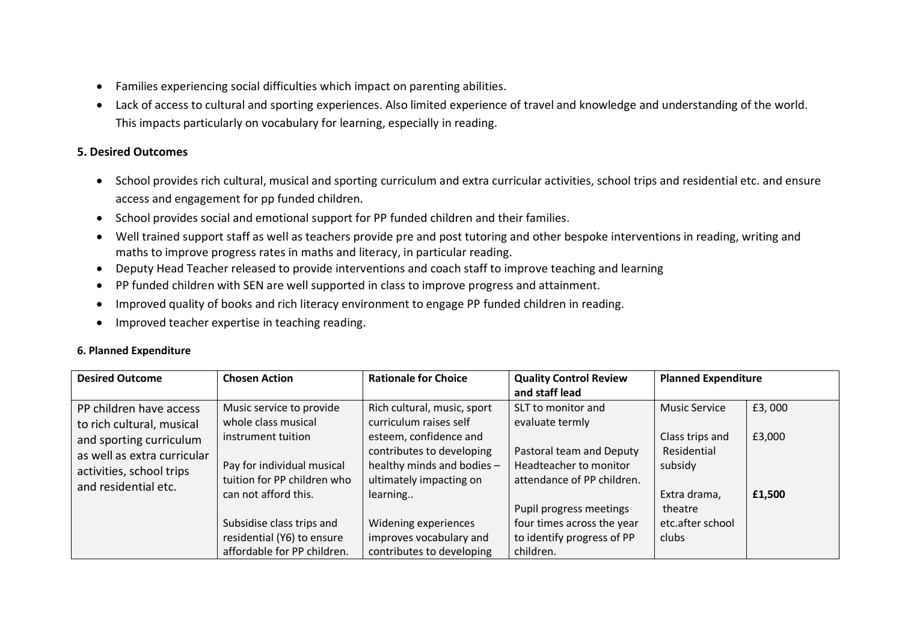- Families experiencing social difficulties which impact on parenting abilities.
- Lack of access to cultural and sporting experiences. Also limited experience of travel and knowledge and understanding of the world. This impacts particularly on vocabulary for learning, especially in reading.

### 5. Desired Outcomes

- School provides rich cultural, musical and sporting curriculum and extra curricular activities, school trips and residential etc. and ensure access and engagement for pp funded children.
- School provides social and emotional support for PP funded children and their families.
- Well trained support staff as well as teachers provide pre and post tutoring and other bespoke interventions in reading, writing and maths to improve progress rates in maths and literacy, in particular reading.
- Deputy Head Teacher released to provide interventions and coach staff to improve teaching and learning
- PP funded children with SEN are well supported in class to improve progress and attainment.
- Improved quality of books and rich literacy environment to engage PP funded children in reading.
- Improved teacher expertise in teaching reading.

### 6. Planned Expenditure

| Desired Outcome | Chosen Action | Rationale for Choice | Quality Control Review and staff lead | Planned Expenditure | |
|---|---|---|---|---|---|
| PP children have access to rich cultural, musical and sporting curriculum as well as extra curricular activities, school trips and residential etc. | Music service to provide whole class musical instrument tuition<br><br>Pay for individual musical tuition for PP children who can not afford this.<br><br>Subsidise class trips and residential (Y6) to ensure affordable for PP children. | Rich cultural, music, sport curriculum raises self esteem, confidence and contributes to developing healthy minds and bodies – ultimately impacting on learning..<br><br>Widening experiences improves vocabulary and contributes to developing | SLT to monitor and evaluate termly<br><br>Pastoral team and Deputy Headteacher to monitor attendance of PP children.<br><br>Pupil progress meetings four times across the year to identify progress of PP children. | Music Service<br><br>Class trips and Residential subsidy<br><br>Extra drama, theatre etc.after school clubs | £3, 000<br><br>£3,000<br><br>**£1,500** |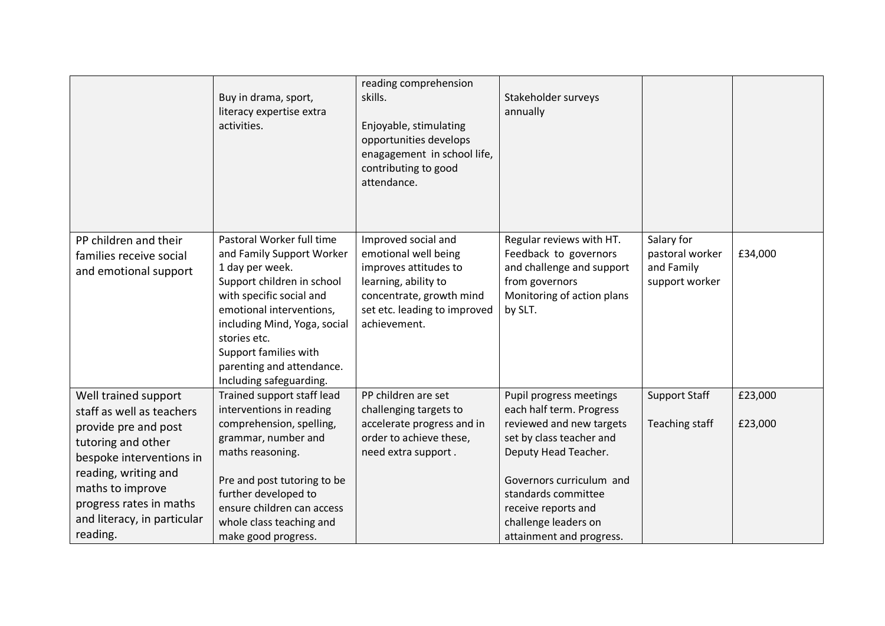| | | | | | |
|---|---|---|---|---|---|
| | Buy in drama, sport, literacy expertise extra activities. | reading comprehension skills.<br><br>Enjoyable, stimulating opportunities develops enagagement in school life, contributing to good attendance. | Stakeholder surveys annually | | |
| PP children and their families receive social and emotional support | Pastoral Worker full time and Family Support Worker 1 day per week.<br>Support children in school with specific social and emotional interventions, including Mind, Yoga, social stories etc.<br>Support families with parenting and attendance. Including safeguarding. | Improved social and emotional well being improves attitudes to learning, ability to concentrate, growth mind set etc. leading to improved achievement. | Regular reviews with HT. Feedback to governors and challenge and support from governors<br>Monitoring of action plans by SLT. | Salary for pastoral worker and Family support worker | £34,000 |
| Well trained support staff as well as teachers provide pre and post tutoring and other bespoke interventions in reading, writing and maths to improve progress rates in maths and literacy, in particular reading. | Trained support staff lead interventions in reading comprehension, spelling, grammar, number and maths reasoning.<br><br>Pre and post tutoring to be further developed to ensure children can access whole class teaching and make good progress. | PP children are set challenging targets to accelerate progress and in order to achieve these, need extra support . | Pupil progress meetings each half term. Progress reviewed and new targets set by class teacher and Deputy Head Teacher.<br><br>Governors curriculum and standards committee receive reports and challenge leaders on attainment and progress. | Support Staff<br><br>Teaching staff | £23,000<br><br>£23,000 |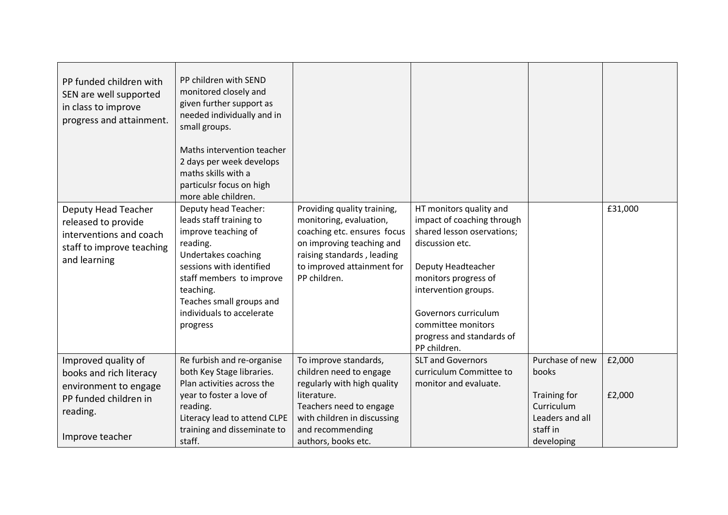| | | | | | |
|---|---|---|---|---|---|
| PP funded children with SEN are well supported in class to improve progress and attainment. | PP children with SEND monitored closely and given further support as needed individually and in small groups.<br><br>Maths intervention teacher 2 days per week develops maths skills with a particulsr focus on high more able children. | | | | |
| Deputy Head Teacher released to provide interventions and coach staff to improve teaching and learning | Deputy head Teacher: leads staff training to improve teaching of reading.<br>Undertakes coaching sessions with identified staff members to improve teaching.<br>Teaches small groups and individuals to accelerate progress | Providing quality training, monitoring, evaluation, coaching etc. ensures focus on improving teaching and raising standards , leading to improved attainment for PP children. | HT monitors quality and impact of coaching through shared lesson oservations; discussion etc.<br><br>Deputy Headteacher monitors progress of intervention groups.<br><br>Governors curriculum committee monitors progress and standards of PP children. | | £31,000 |
| Improved quality of books and rich literacy environment to engage PP funded children in reading.<br><br>Improve teacher | Re furbish and re-organise both Key Stage libraries.<br>Plan activities across the year to foster a love of reading.<br>Literacy lead to attend CLPE training and disseminate to staff. | To improve standards, children need to engage regularly with high quality literature.<br>Teachers need to engage with children in discussing and recommending authors, books etc. | SLT and Governors curriculum Committee to monitor and evaluate. | Purchase of new books<br><br>Training for Curriculum Leaders and all staff in developing | £2,000<br><br>£2,000 |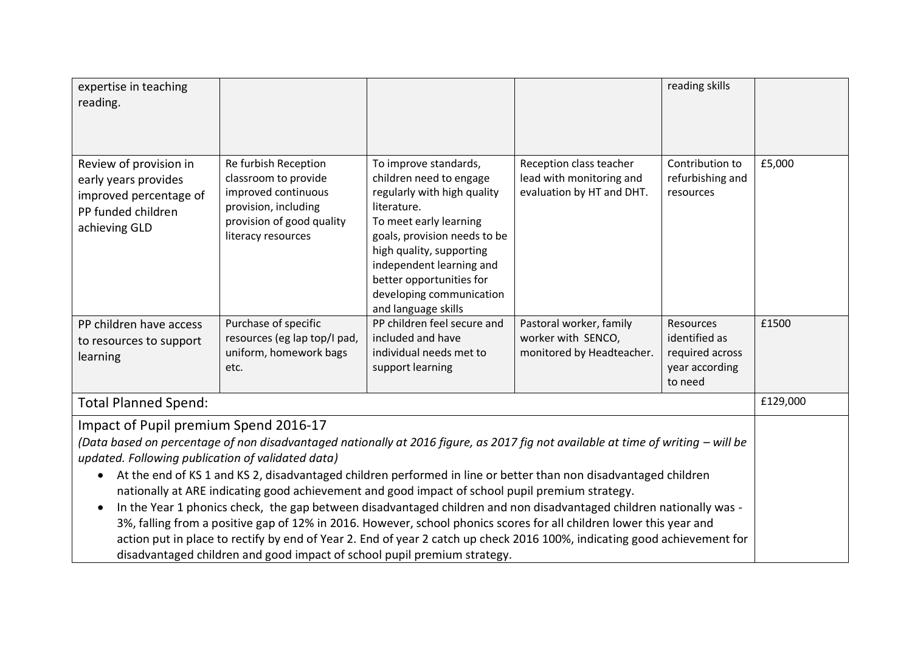| | | | | | |
|---|---|---|---|---|---|
| expertise in teaching reading. | | | | reading skills | |
| Review of provision in early years provides improved percentage of PP funded children achieving GLD | Re furbish Reception classroom to provide improved continuous provision, including provision of good quality literacy resources | To improve standards, children need to engage regularly with high quality literature. To meet early learning goals, provision needs to be high quality, supporting independent learning and better opportunities for developing communication and language skills | Reception class teacher lead with monitoring and evaluation by HT and DHT. | Contribution to refurbishing and resources | £5,000 |
| PP children have access to resources to support learning | Purchase of specific resources (eg lap top/I pad, uniform, homework bags etc. | PP children feel secure and included and have individual needs met to support learning | Pastoral worker, family worker with SENCO, monitored by Headteacher. | Resources identified as required across year according to need | £1500 |
| Total Planned Spend: | | | | | £129,000 |

Impact of Pupil premium Spend 2016-17

*(Data based on percentage of non disadvantaged nationally at 2016 figure, as 2017 fig not available at time of writing – will be updated. Following publication of validated data)*

- At the end of KS 1 and KS 2, disadvantaged children performed in line or better than non disadvantaged children nationally at ARE indicating good achievement and good impact of school pupil premium strategy.
- In the Year 1 phonics check, the gap between disadvantaged children and non disadvantaged children nationally was -3%, falling from a positive gap of 12% in 2016. However, school phonics scores for all children lower this year and action put in place to rectify by end of Year 2. End of year 2 catch up check 2016 100%, indicating good achievement for disadvantaged children and good impact of school pupil premium strategy.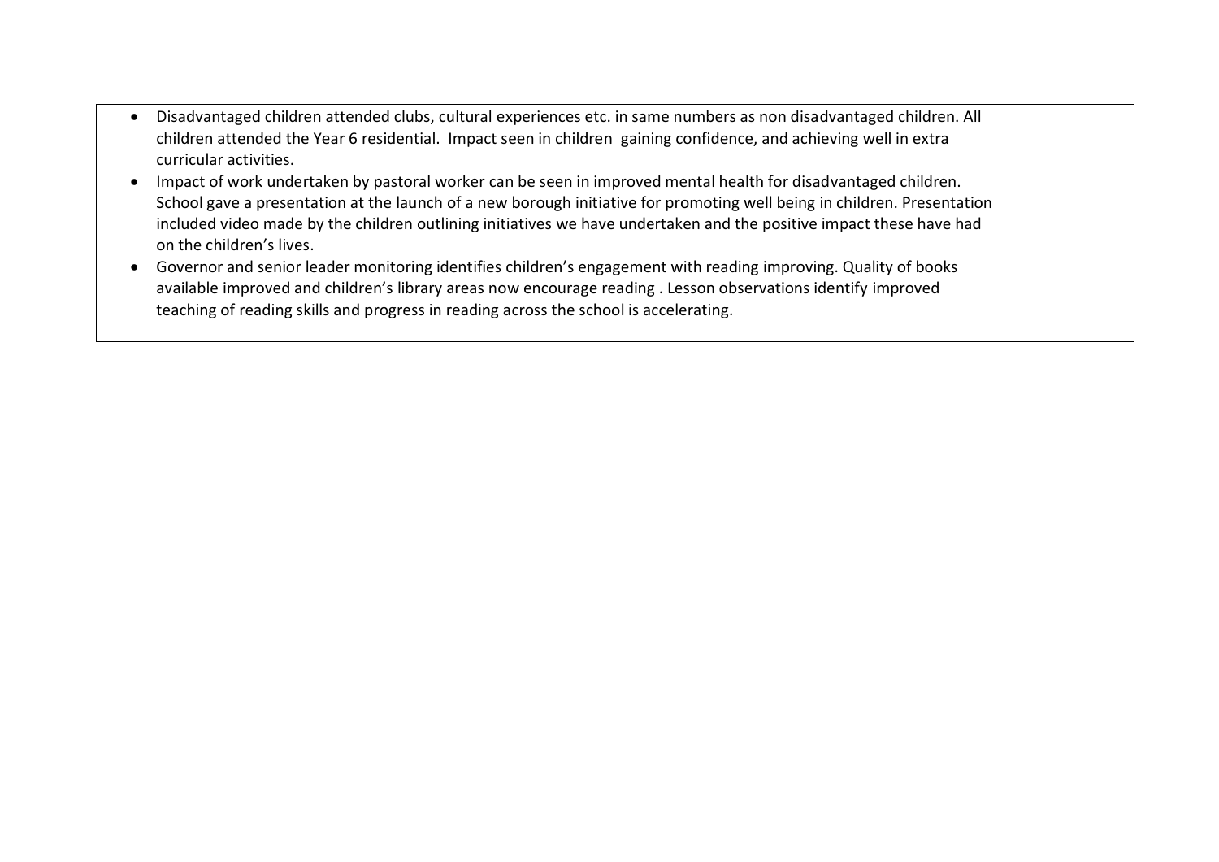| | |
|---|---|
| • Disadvantaged children attended clubs, cultural experiences etc. in same numbers as non disadvantaged children. All children attended the Year 6 residential. Impact seen in children gaining confidence, and achieving well in extra curricular activities.<br>• Impact of work undertaken by pastoral worker can be seen in improved mental health for disadvantaged children. School gave a presentation at the launch of a new borough initiative for promoting well being in children. Presentation included video made by the children outlining initiatives we have undertaken and the positive impact these have had on the children's lives.<br>• Governor and senior leader monitoring identifies children's engagement with reading improving. Quality of books available improved and children's library areas now encourage reading . Lesson observations identify improved teaching of reading skills and progress in reading across the school is accelerating. | |